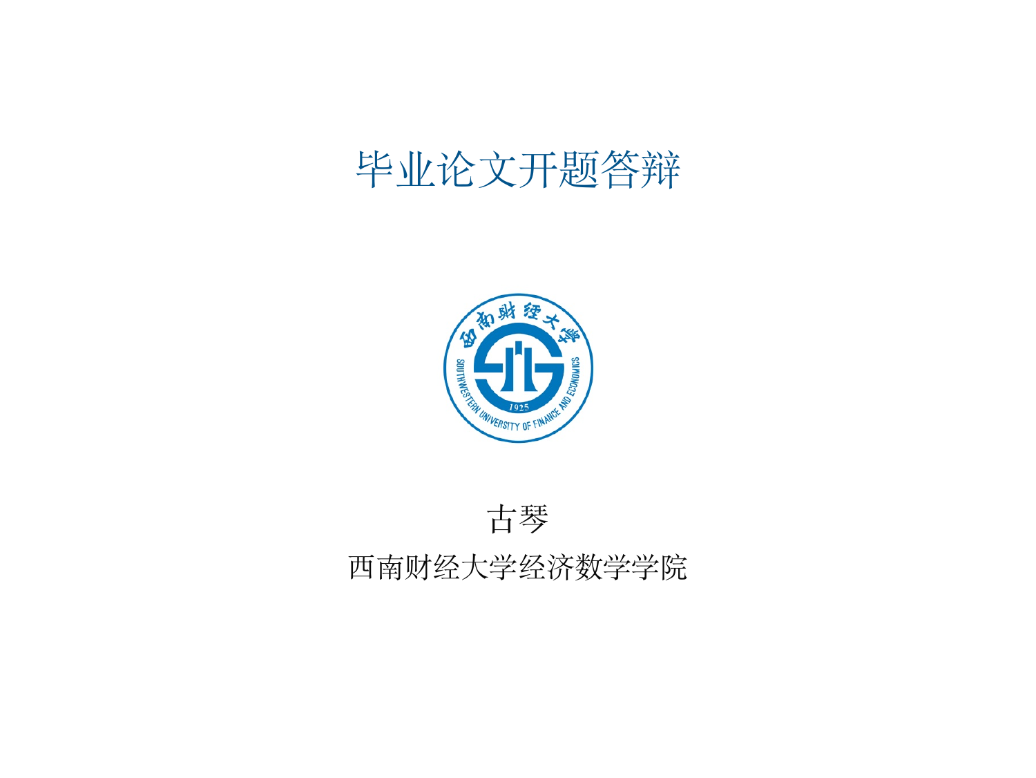# 毕业论文开题答辩

古琴

西南财经大学经济数学学院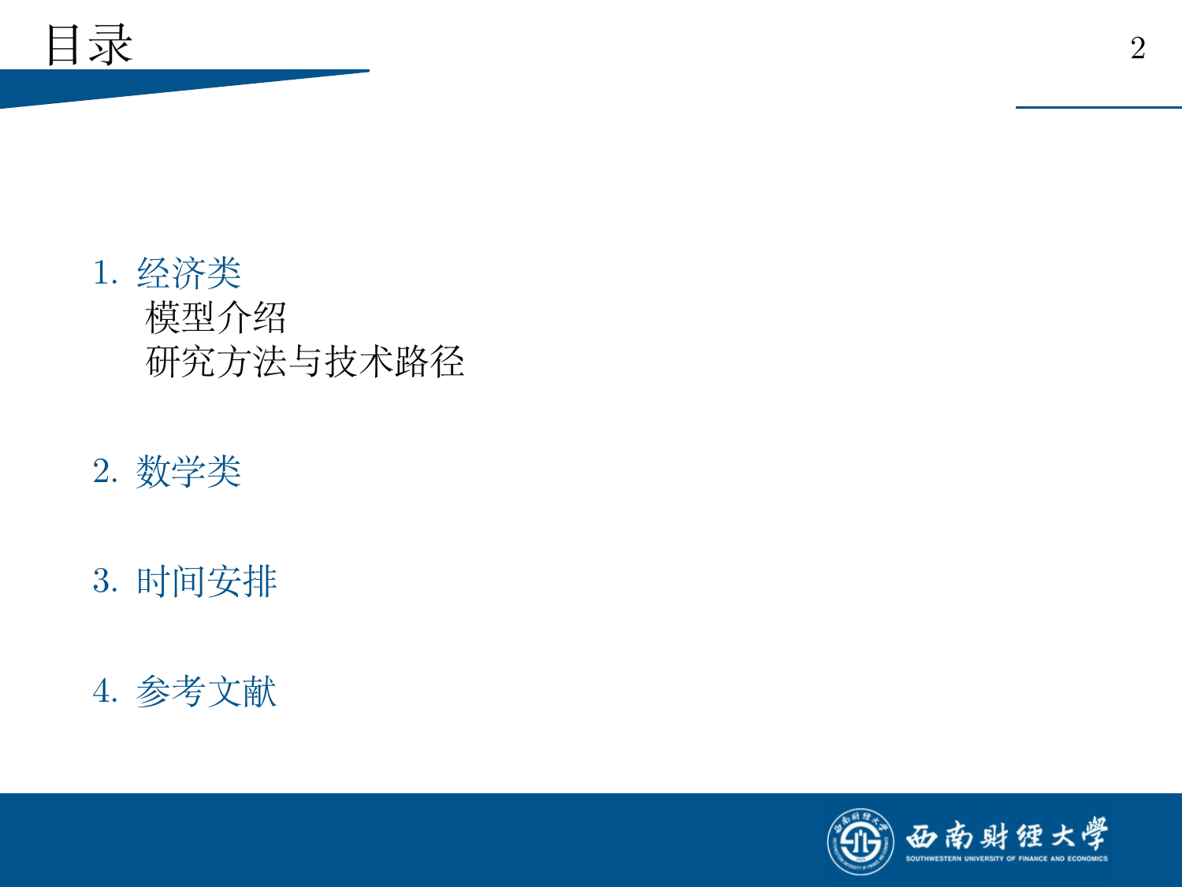# 目录

1. 经济类
   - 模型介绍
   - 研究方法与技术路径

2. 数学类

3. 时间安排

4. 参考文献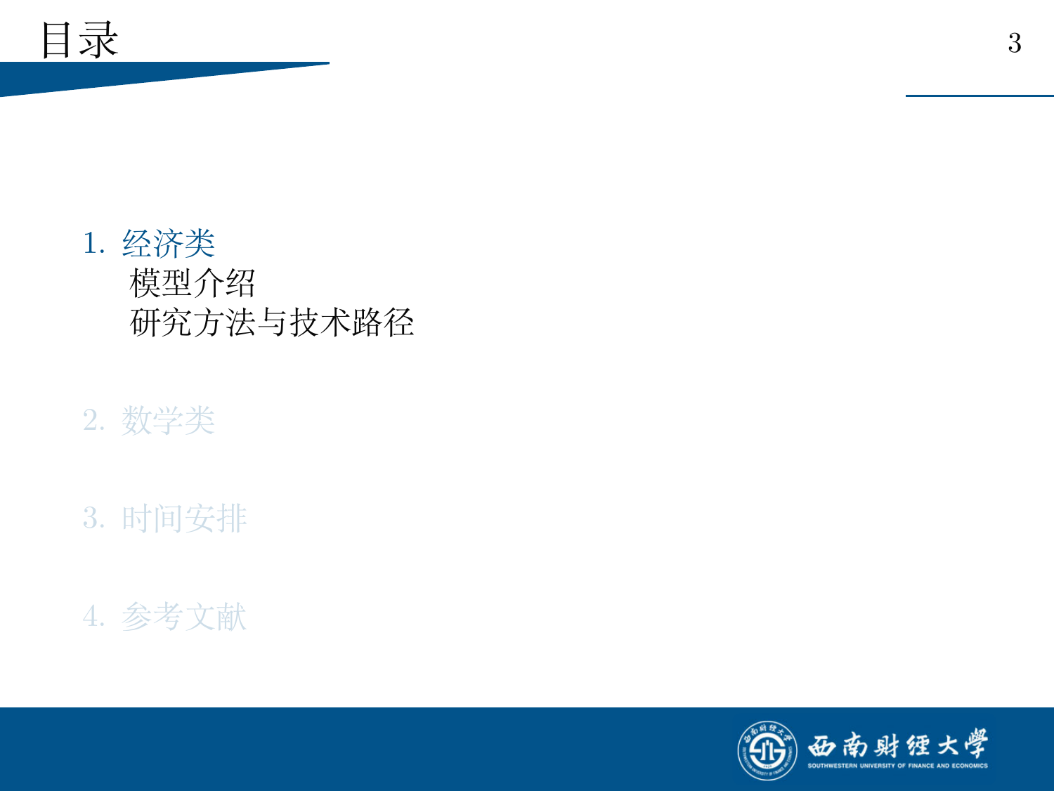# 目录

1. 经济类
   - 模型介绍
   - 研究方法与技术路径
2. 数学类
3. 时间安排
4. 参考文献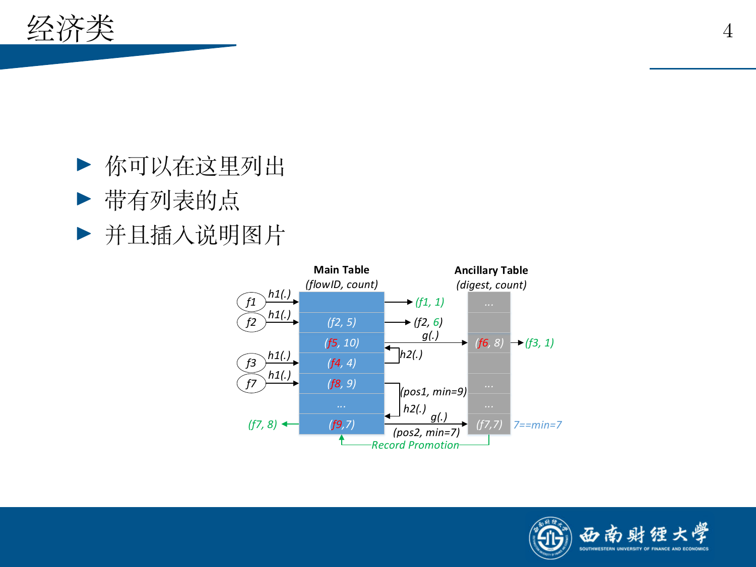# 经济类

- 你可以在这里列出
- 带有列表的点
- 并且插入说明图片

Main Table
(flowID, count)

Ancillary Table
(digest, count)

f1 h1(.) → (f1, 1)

f2 h1(.) (f2, 5) → (f2, 6)

(f5, 10) g(.) → (f6, 8) → (f3, 1)

h2(.)

f3 h1(.) (f4, 4)

f7 h1(.) (f8, 9) (pos1, min=9)

...

h2(.) g(.)

(f7, 8) ← (f9,7) (pos2, min=7) → (f7,7) 7==min=7

Record Promotion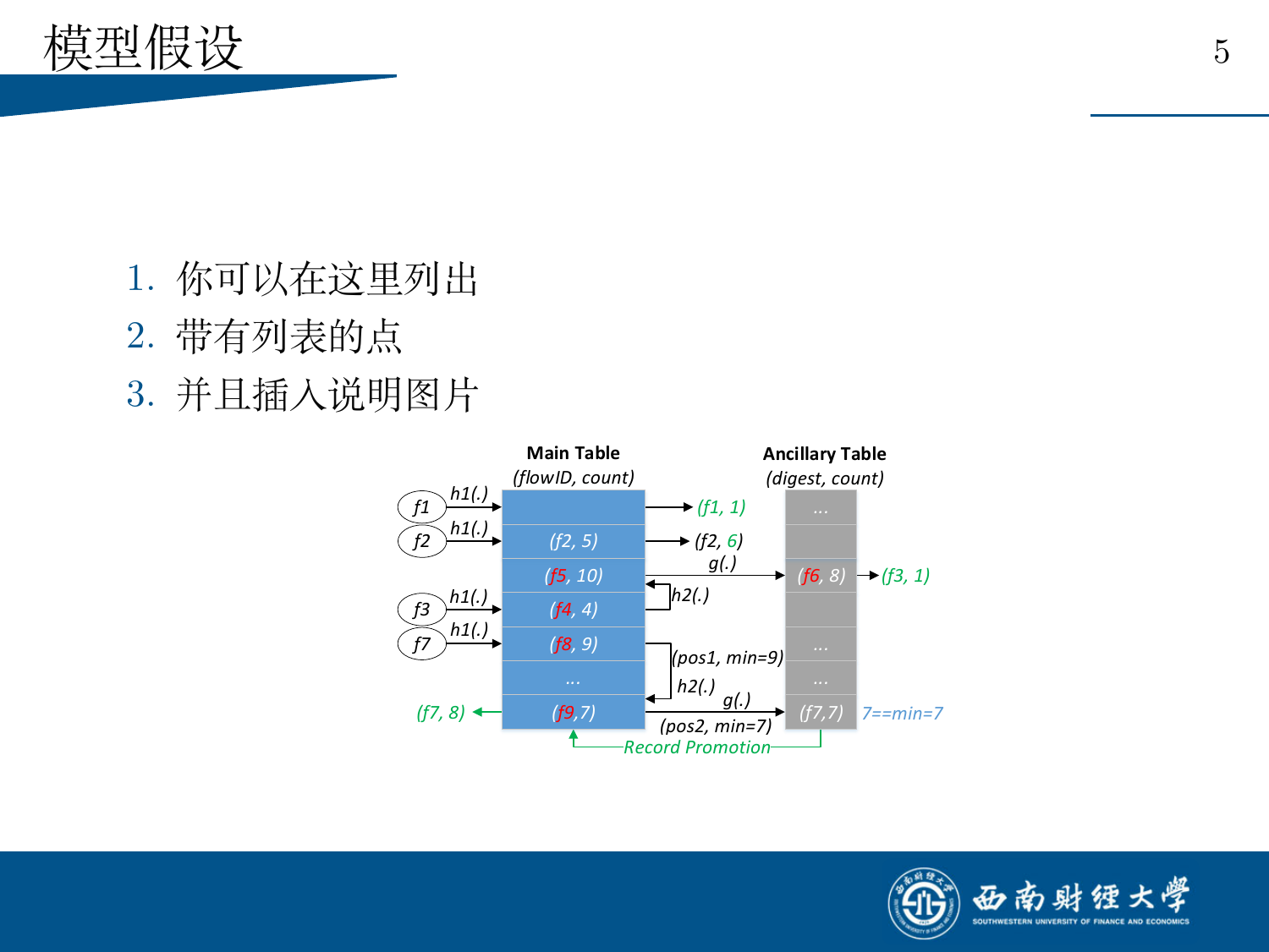# 模型假设

1. 你可以在这里列出
2. 带有列表的点
3. 并且插入说明图片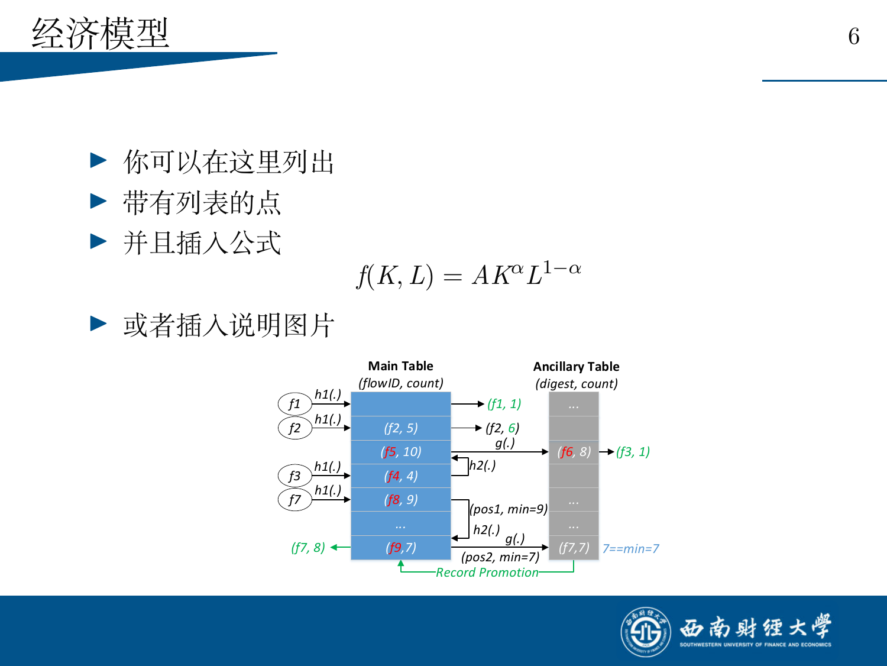# 经济模型

- 你可以在这里列出
- 带有列表的点
- 并且插入公式

$$f(K, L) = AK^{\alpha}L^{1-\alpha}$$

- 或者插入说明图片

Main Table (flowID, count)

Ancillary Table (digest, count)

f1, f2, f3, f7, h1(.), h2(.), g(.), (f1, 1), (f2, 5), (f2, 6), (f5, 10), (f6, 8), (f3, 1), (f4, 4), (f8, 9), (pos1, min=9), (f9,7), (f7,7), (pos2, min=7), 7==min=7, (f7, 8), Record Promotion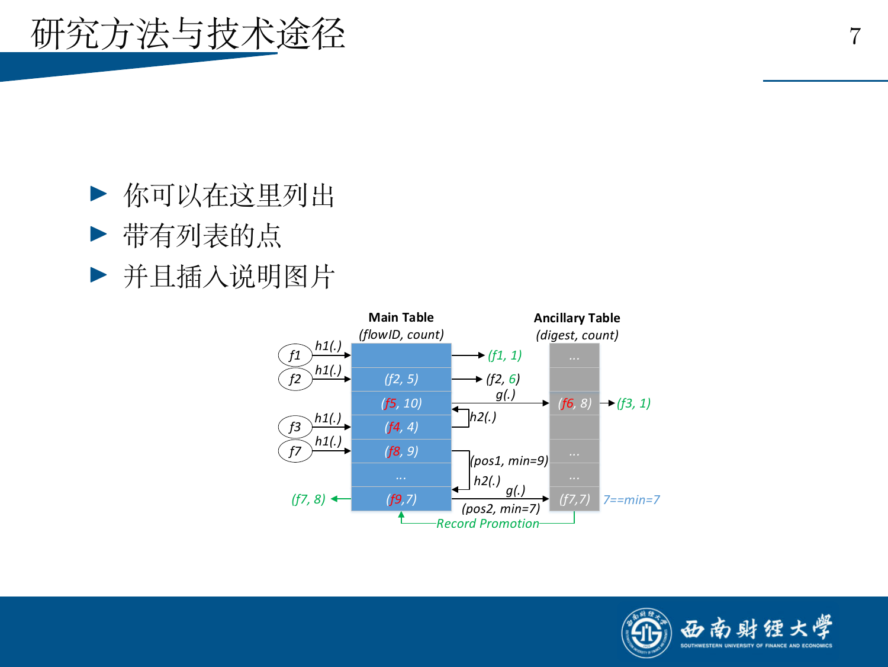# 研究方法与技术途径

- 你可以在这里列出
- 带有列表的点
- 并且插入说明图片

Main Table
(flowID, count)

Ancillary Table
(digest, count)

f1 h1(.) → (f1, 1)

f2 h1(.) (f2, 5) → (f2, 6)

(f5, 10) g(.) → (f6, 8) → (f3, 1)

h2(.)

f3 h1(.) (f4, 4)

f7 h1(.) (f8, 9) (pos1, min=9) ...

... h2(.) ...

(f7, 8) ← (f9,7) g(.) (pos2, min=7) → (f7,7) 7==min=7

Record Promotion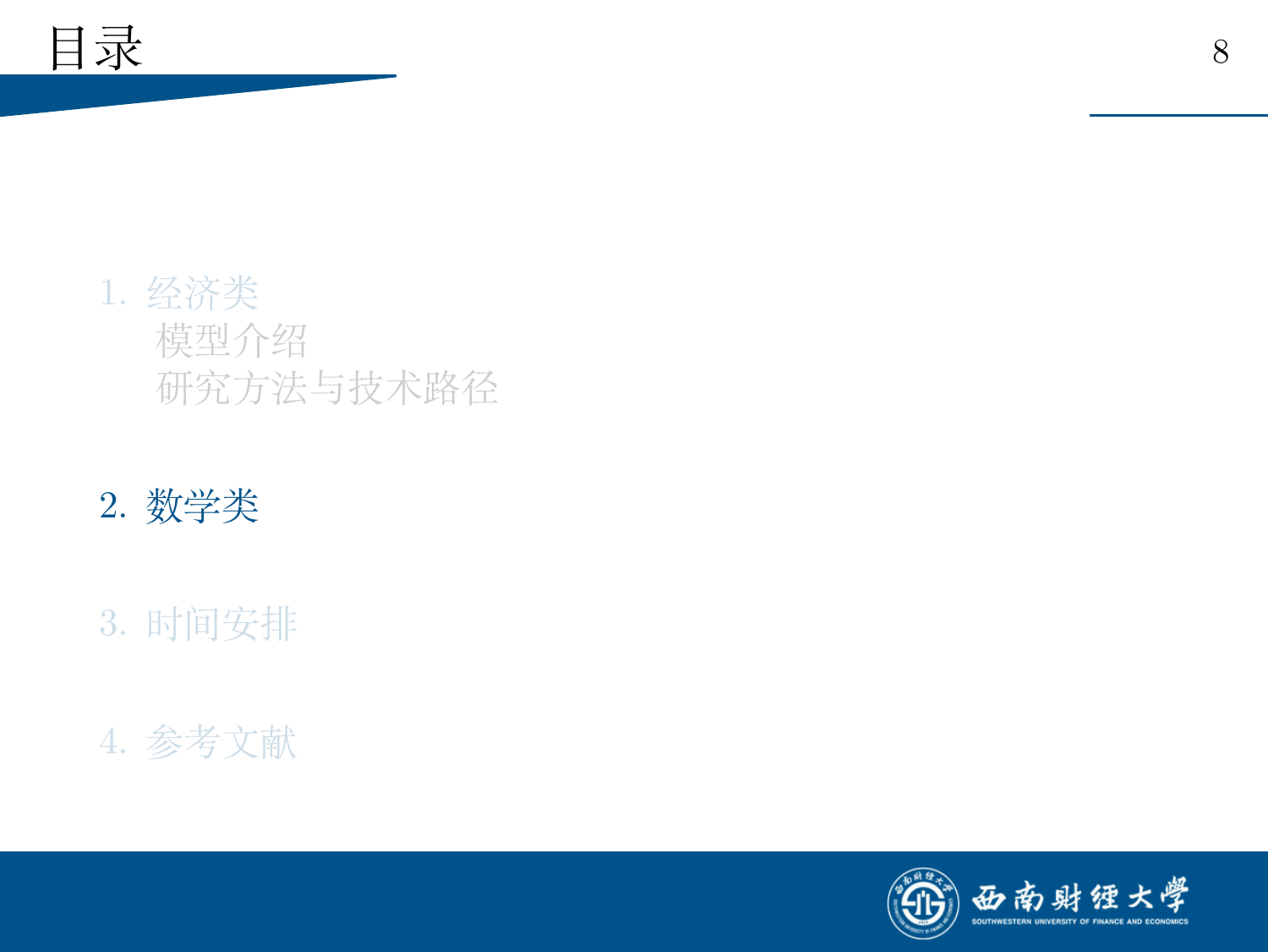# 目录

1. 经济类
    - 模型介绍
    - 研究方法与技术路径
2. 数学类
3. 时间安排
4. 参考文献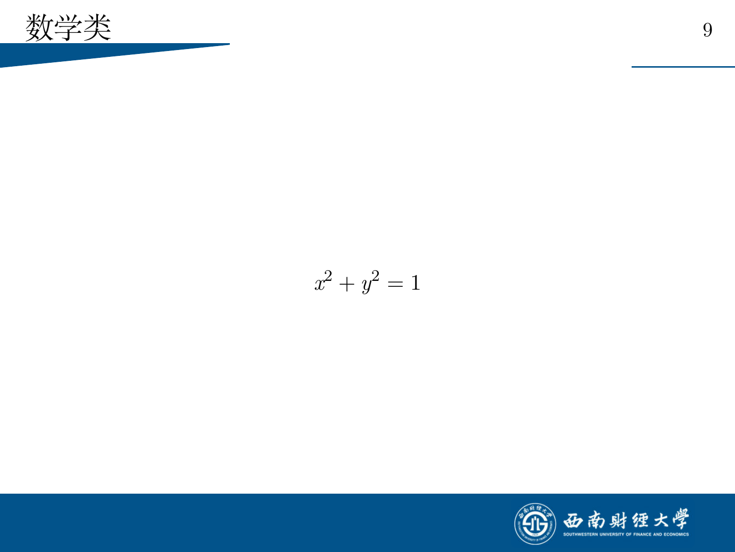# 数学类

$$x^2 + y^2 = 1$$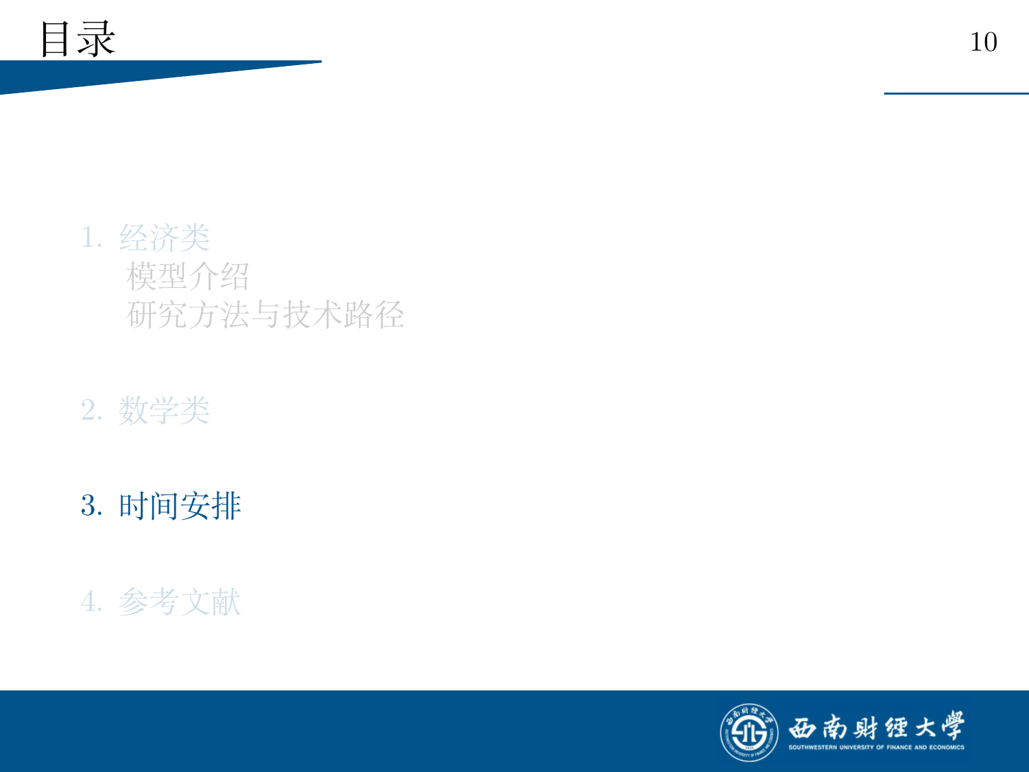# 目录

1. 经济类
   - 模型介绍
   - 研究方法与技术路径

2. 数学类

3. 时间安排

4. 参考文献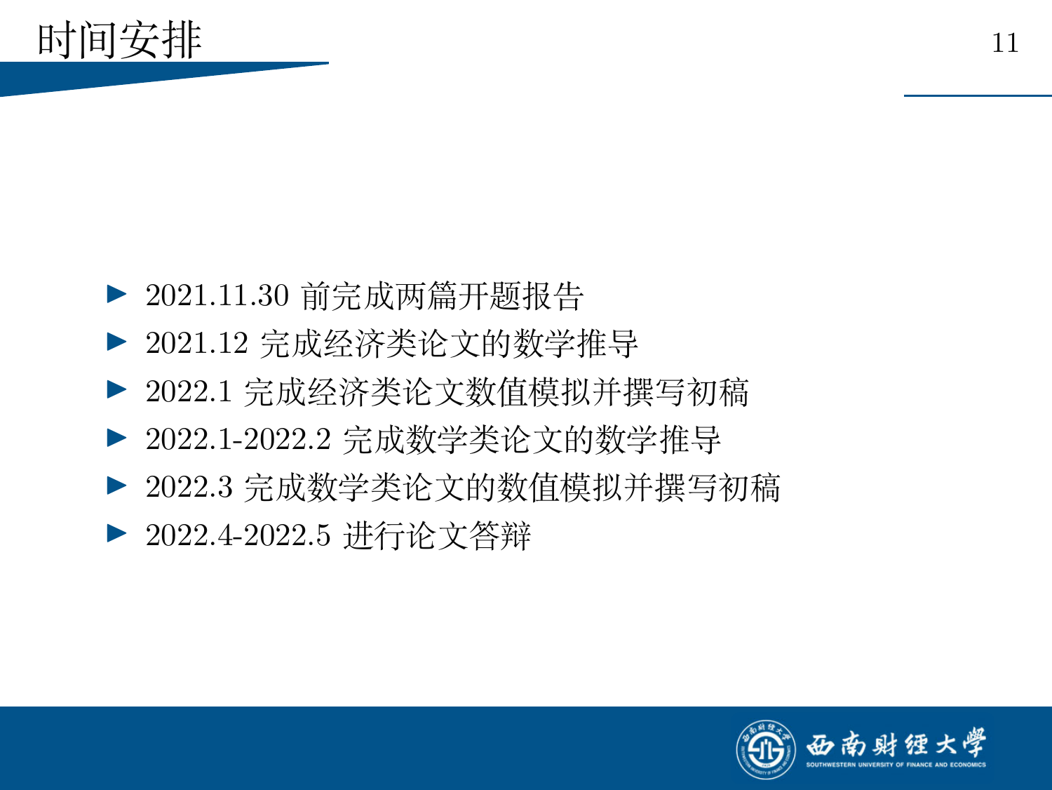# 时间安排

- 2021.11.30 前完成两篇开题报告
- 2021.12 完成经济类论文的数学推导
- 2022.1 完成经济类论文数值模拟并撰写初稿
- 2022.1-2022.2 完成数学类论文的数学推导
- 2022.3 完成数学类论文的数值模拟并撰写初稿
- 2022.4-2022.5 进行论文答辩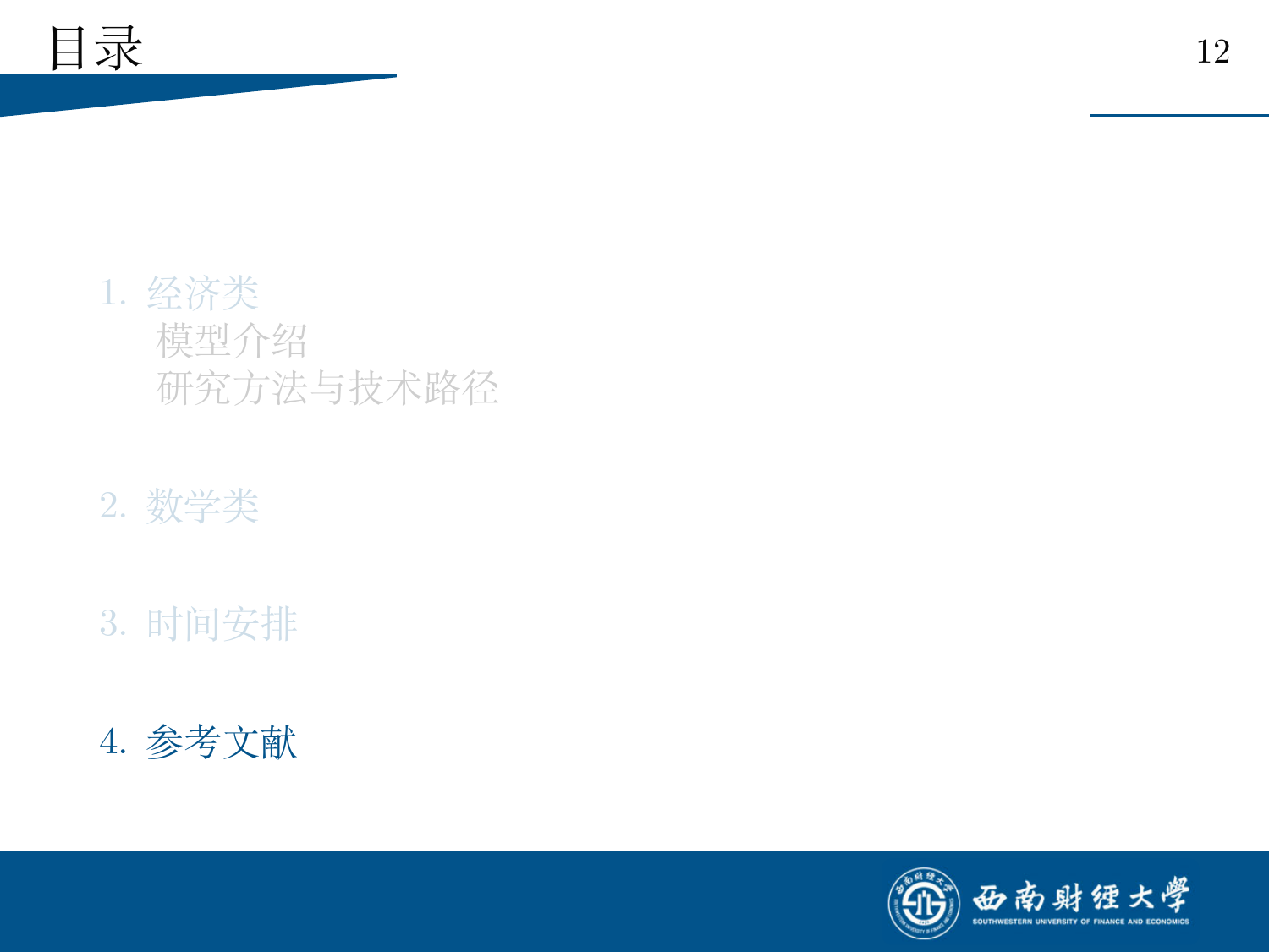# 目录

1. 经济类
   - 模型介绍
   - 研究方法与技术路径

2. 数学类

3. 时间安排

4. 参考文献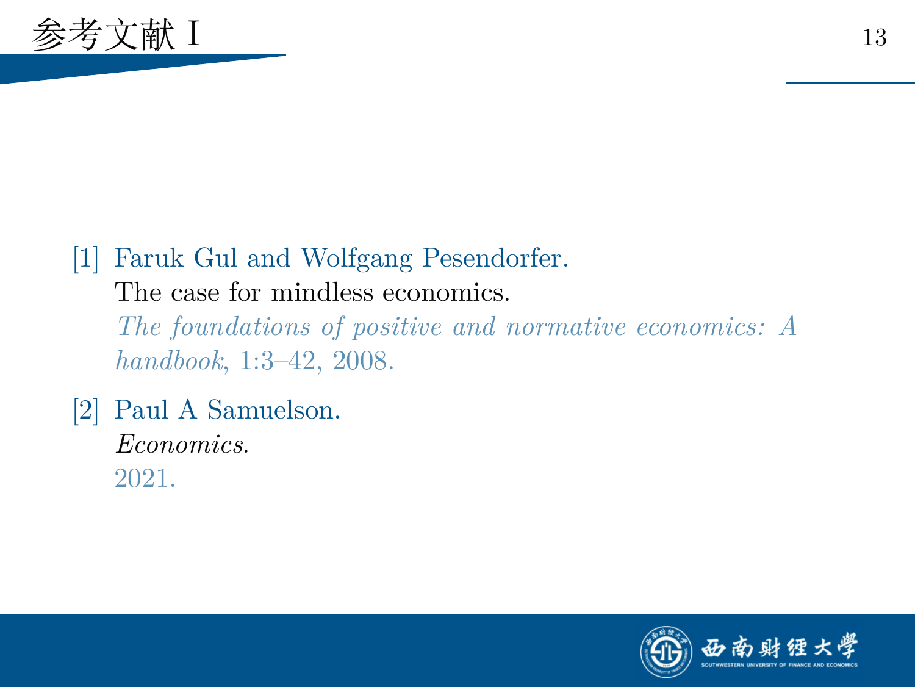# 参考文献 I

[1] Faruk Gul and Wolfgang Pesendorfer.
The case for mindless economics.
*The foundations of positive and normative economics: A handbook*, 1:3–42, 2008.

[2] Paul A Samuelson.
*Economics*.
2021.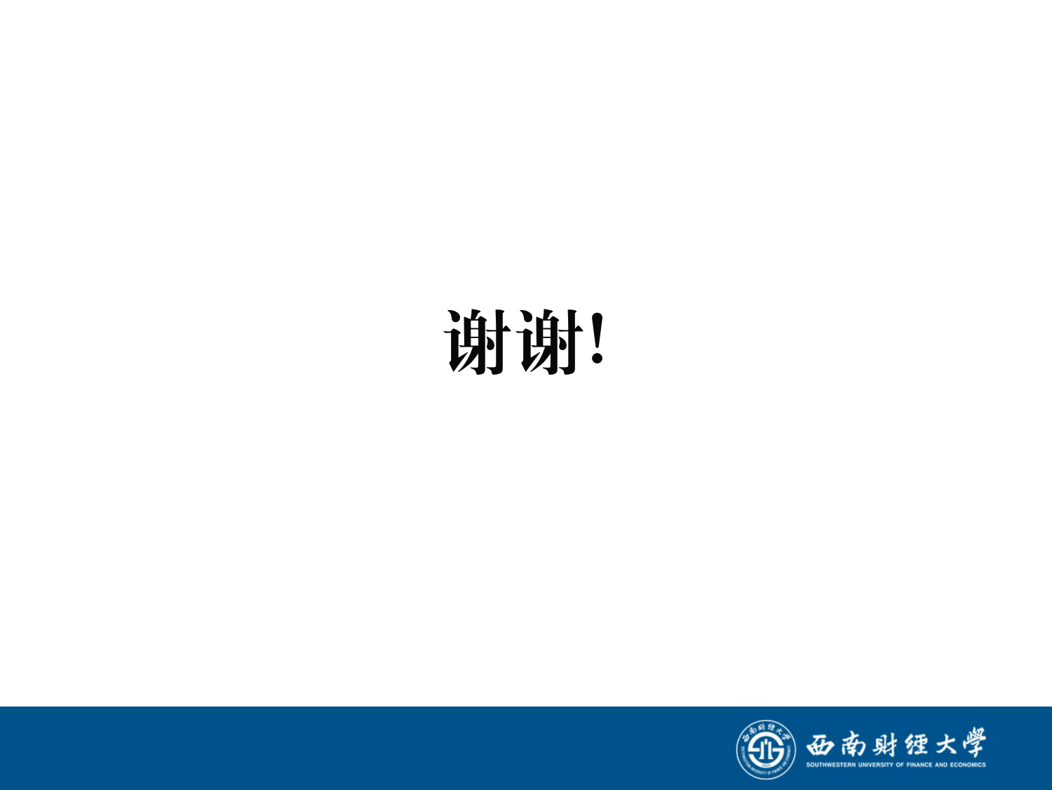# 谢谢!